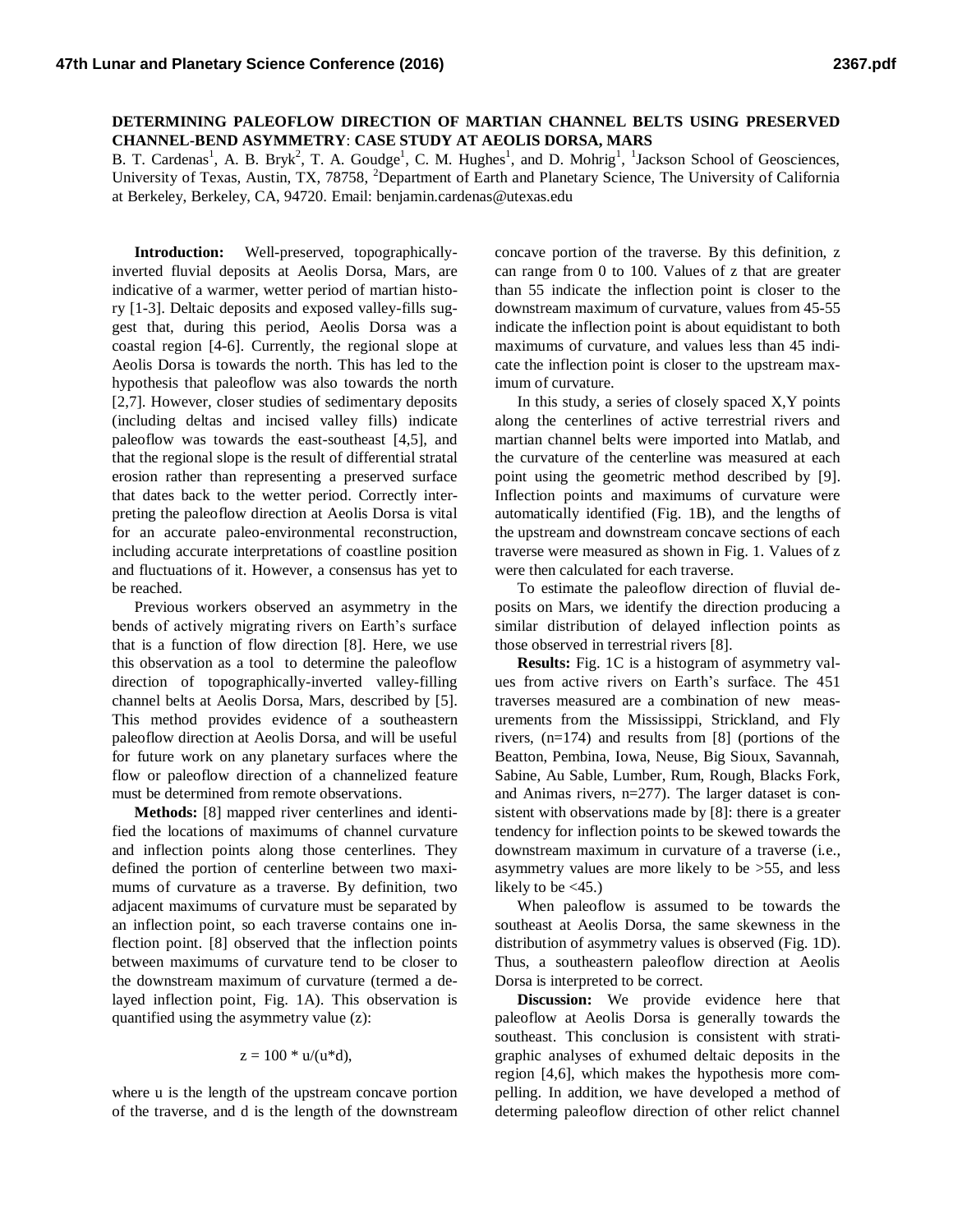# DETERMINING PALEOFLOW DIRECTION OF MARTIAN CHANNEL BELTS USING PRESERVED CHANNEL-BEND ASYMMETRY: CASE STUDY AT AEOLIS DORSA, MARS

B. T. Cardenas[1], A. B. Bryk[2], T. A. Goudge[1], C. M. Hughes[1], and D. Mohrig[1], [1]Jackson School of Geosciences, University of Texas, Austin, TX, 78758, [2]Department of Earth and Planetary Science, The University of California at Berkeley, Berkeley, CA, 94720. Email: benjamin.cardenas@utexas.edu

**Introduction:** Well-preserved, topographically-inverted fluvial deposits at Aeolis Dorsa, Mars, are indicative of a warmer, wetter period of martian history [1-3]. Deltaic deposits and exposed valley-fills suggest that, during this period, Aeolis Dorsa was a coastal region [4-6]. Currently, the regional slope at Aeolis Dorsa is towards the north. This has led to the hypothesis that paleoflow was also towards the north [2,7]. However, closer studies of sedimentary deposits (including deltas and incised valley fills) indicate paleoflow was towards the east-southeast [4,5], and that the regional slope is the result of differential stratal erosion rather than representing a preserved surface that dates back to the wetter period. Correctly interpreting the paleoflow direction at Aeolis Dorsa is vital for an accurate paleo-environmental reconstruction, including accurate interpretations of coastline position and fluctuations of it. However, a consensus has yet to be reached.

Previous workers observed an asymmetry in the bends of actively migrating rivers on Earth's surface that is a function of flow direction [8]. Here, we use this observation as a tool to determine the paleoflow direction of topographically-inverted valley-filling channel belts at Aeolis Dorsa, Mars, described by [5]. This method provides evidence of a southeastern paleoflow direction at Aeolis Dorsa, and will be useful for future work on any planetary surfaces where the flow or paleoflow direction of a channelized feature must be determined from remote observations.

**Methods:** [8] mapped river centerlines and identified the locations of maximums of channel curvature and inflection points along those centerlines. They defined the portion of centerline between two maximums of curvature as a traverse. By definition, two adjacent maximums of curvature must be separated by an inflection point, so each traverse contains one inflection point. [8] observed that the inflection points between maximums of curvature tend to be closer to the downstream maximum of curvature (termed a delayed inflection point, Fig. 1A). This observation is quantified using the asymmetry value (z):

$$z = 100 * u/(u*d),$$

where u is the length of the upstream concave portion of the traverse, and d is the length of the downstream concave portion of the traverse. By this definition, z can range from 0 to 100. Values of z that are greater than 55 indicate the inflection point is closer to the downstream maximum of curvature, values from 45-55 indicate the inflection point is about equidistant to both maximums of curvature, and values less than 45 indicate the inflection point is closer to the upstream maximum of curvature.

In this study, a series of closely spaced X,Y points along the centerlines of active terrestrial rivers and martian channel belts were imported into Matlab, and the curvature of the centerline was measured at each point using the geometric method described by [9]. Inflection points and maximums of curvature were automatically identified (Fig. 1B), and the lengths of the upstream and downstream concave sections of each traverse were measured as shown in Fig. 1. Values of z were then calculated for each traverse.

To estimate the paleoflow direction of fluvial deposits on Mars, we identify the direction producing a similar distribution of delayed inflection points as those observed in terrestrial rivers [8].

**Results:** Fig. 1C is a histogram of asymmetry values from active rivers on Earth's surface. The 451 traverses measured are a combination of new measurements from the Mississippi, Strickland, and Fly rivers, (n=174) and results from [8] (portions of the Beatton, Pembina, Iowa, Neuse, Big Sioux, Savannah, Sabine, Au Sable, Lumber, Rum, Rough, Blacks Fork, and Animas rivers, n=277). The larger dataset is consistent with observations made by [8]: there is a greater tendency for inflection points to be skewed towards the downstream maximum in curvature of a traverse (i.e., asymmetry values are more likely to be >55, and less likely to be <45.)

When paleoflow is assumed to be towards the southeast at Aeolis Dorsa, the same skewness in the distribution of asymmetry values is observed (Fig. 1D). Thus, a southeastern paleoflow direction at Aeolis Dorsa is interpreted to be correct.

**Discussion:** We provide evidence here that paleoflow at Aeolis Dorsa is generally towards the southeast. This conclusion is consistent with stratigraphic analyses of exhumed deltaic deposits in the region [4,6], which makes the hypothesis more compelling. In addition, we have developed a method of determing paleoflow direction of other relict channel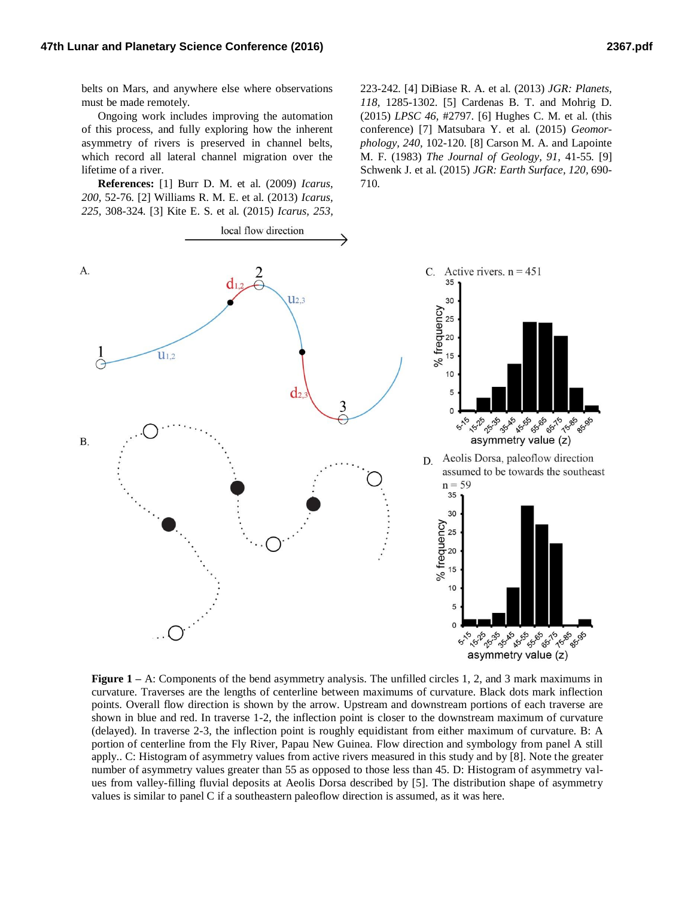belts on Mars, and anywhere else where observations must be made remotely.

Ongoing work includes improving the automation of this process, and fully exploring how the inherent asymmetry of rivers is preserved in channel belts, which record all lateral channel migration over the lifetime of a river.

**References:** [1] Burr D. M. et al. (2009) *Icarus, 200*, 52-76. [2] Williams R. M. E. et al. (2013) *Icarus, 225*, 308-324. [3] Kite E. S. et al. (2015) *Icarus, 253*, 223-242. [4] DiBiase R. A. et al. (2013) *JGR: Planets, 118*, 1285-1302. [5] Cardenas B. T. and Mohrig D. (2015) *LPSC 46*, #2797. [6] Hughes C. M. et al. (this conference) [7] Matsubara Y. et al. (2015) *Geomorphology, 240*, 102-120. [8] Carson M. A. and Lapointe M. F. (1983) *The Journal of Geology, 91*, 41-55. [9] Schwenk J. et al. (2015) *JGR: Earth Surface, 120*, 690-710.

local flow direction

A.

1
2
3
$u_{1,2}$
$d_{1,2}$
$u_{2,3}$
$d_{2,3}$

B.

C. Active rivers. n = 451

% frequency
35
30
25
20
15
10
5
0
5-15
15-25
25-35
35-45
45-55
55-65
65-75
75-85
85-95
asymmetry value (z)

D. Aeolis Dorsa, paleoflow direction assumed to be towards the southeast
n = 59

% frequency
35
30
25
20
15
10
5
0
5-15
15-25
25-35
35-45
45-55
55-65
65-75
75-85
85-95
asymmetry value (z)

**Figure 1 –** A: Components of the bend asymmetry analysis. The unfilled circles 1, 2, and 3 mark maximums in curvature. Traverses are the lengths of centerline between maximums of curvature. Black dots mark inflection points. Overall flow direction is shown by the arrow. Upstream and downstream portions of each traverse are shown in blue and red. In traverse 1-2, the inflection point is closer to the downstream maximum of curvature (delayed). In traverse 2-3, the inflection point is roughly equidistant from either maximum of curvature. B: A portion of centerline from the Fly River, Papau New Guinea. Flow direction and symbology from panel A still apply.. C: Histogram of asymmetry values from active rivers measured in this study and by [8]. Note the greater number of asymmetry values greater than 55 as opposed to those less than 45. D: Histogram of asymmetry values from valley-filling fluvial deposits at Aeolis Dorsa described by [5]. The distribution shape of asymmetry values is similar to panel C if a southeastern paleoflow direction is assumed, as it was here.